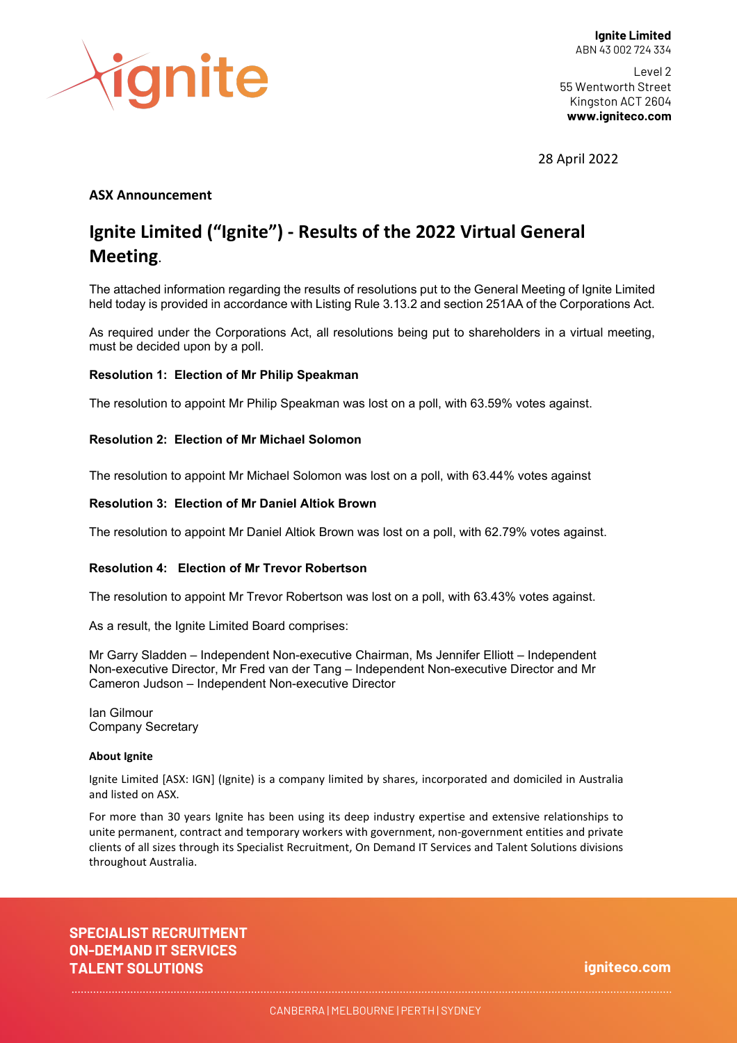**Ignite Limited**
ABN 43 002 724 334

Level 2
55 Wentworth Street
Kingston ACT 2604
**www.igniteco.com**

28 April 2022

**ASX Announcement**

# Ignite Limited ("Ignite") - Results of the 2022 Virtual General Meeting.

The attached information regarding the results of resolutions put to the General Meeting of Ignite Limited held today is provided in accordance with Listing Rule 3.13.2 and section 251AA of the Corporations Act.

As required under the Corporations Act, all resolutions being put to shareholders in a virtual meeting, must be decided upon by a poll.

**Resolution 1: Election of Mr Philip Speakman**

The resolution to appoint Mr Philip Speakman was lost on a poll, with 63.59% votes against.

**Resolution 2: Election of Mr Michael Solomon**

The resolution to appoint Mr Michael Solomon was lost on a poll, with 63.44% votes against

**Resolution 3: Election of Mr Daniel Altiok Brown**

The resolution to appoint Mr Daniel Altiok Brown was lost on a poll, with 62.79% votes against.

**Resolution 4: Election of Mr Trevor Robertson**

The resolution to appoint Mr Trevor Robertson was lost on a poll, with 63.43% votes against.

As a result, the Ignite Limited Board comprises:

Mr Garry Sladden – Independent Non-executive Chairman, Ms Jennifer Elliott – Independent Non-executive Director, Mr Fred van der Tang – Independent Non-executive Director and Mr Cameron Judson – Independent Non-executive Director

Ian Gilmour
Company Secretary

**About Ignite**

Ignite Limited [ASX: IGN] (Ignite) is a company limited by shares, incorporated and domiciled in Australia and listed on ASX.

For more than 30 years Ignite has been using its deep industry expertise and extensive relationships to unite permanent, contract and temporary workers with government, non-government entities and private clients of all sizes through its Specialist Recruitment, On Demand IT Services and Talent Solutions divisions throughout Australia.

**SPECIALIST RECRUITMENT**
**ON-DEMAND IT SERVICES**
**TALENT SOLUTIONS**

**igniteco.com**

CANBERRA | MELBOURNE | PERTH | SYDNEY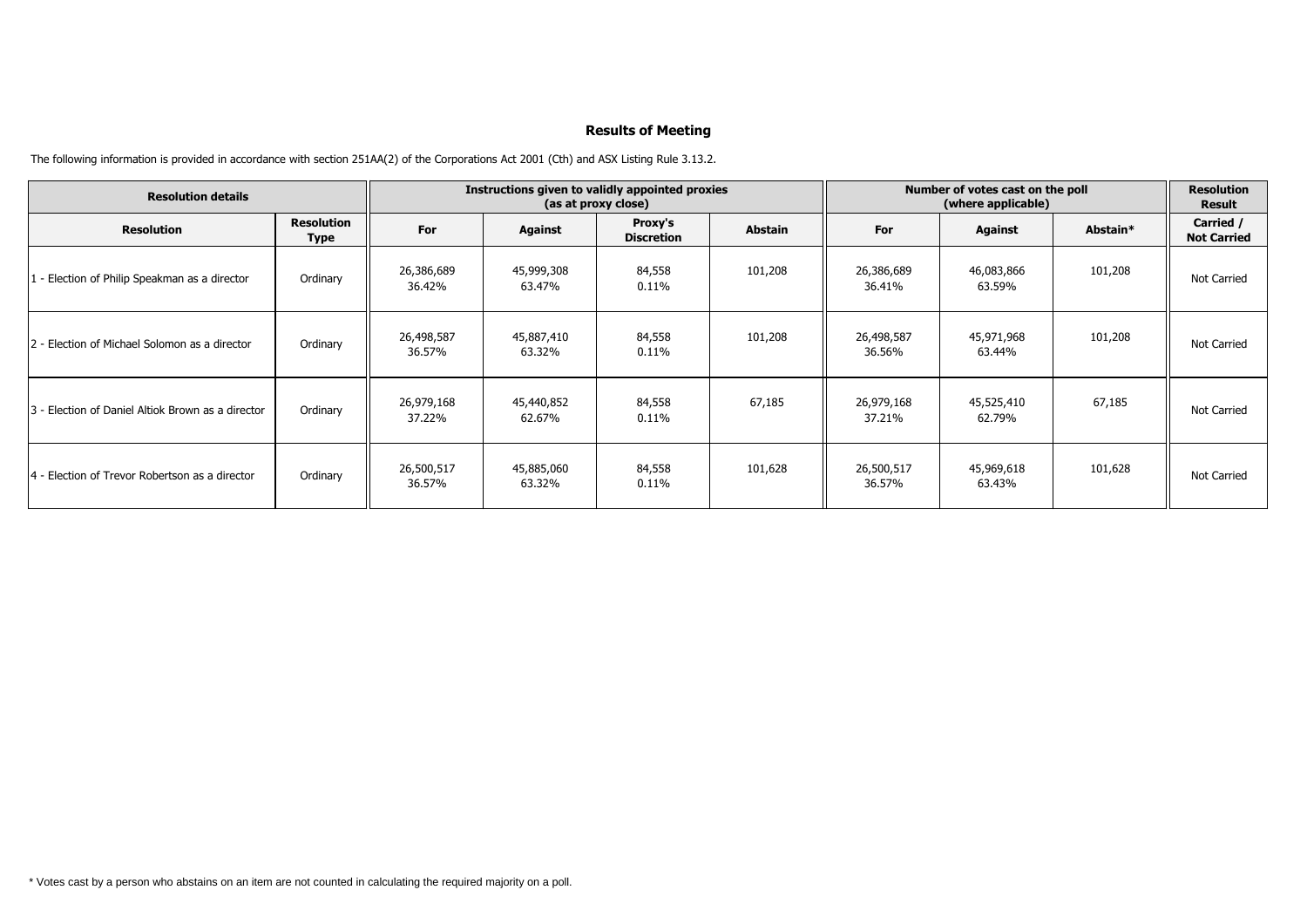## Results of Meeting

The following information is provided in accordance with section 251AA(2) of the Corporations Act 2001 (Cth) and ASX Listing Rule 3.13.2.

| Resolution details | | Instructions given to validly appointed proxies (as at proxy close) | | | | Number of votes cast on the poll (where applicable) | | | Resolution Result |
|---|---|---|---|---|---|---|---|---|---|
| **Resolution** | **Resolution Type** | **For** | **Against** | **Proxy's Discretion** | **Abstain** | **For** | **Against** | **Abstain*** | **Carried / Not Carried** |
| 1 - Election of Philip Speakman as a director | Ordinary | 26,386,689 36.42% | 45,999,308 63.47% | 84,558 0.11% | 101,208 | 26,386,689 36.41% | 46,083,866 63.59% | 101,208 | Not Carried |
| 2 - Election of Michael Solomon as a director | Ordinary | 26,498,587 36.57% | 45,887,410 63.32% | 84,558 0.11% | 101,208 | 26,498,587 36.56% | 45,971,968 63.44% | 101,208 | Not Carried |
| 3 - Election of Daniel Altiok Brown as a director | Ordinary | 26,979,168 37.22% | 45,440,852 62.67% | 84,558 0.11% | 67,185 | 26,979,168 37.21% | 45,525,410 62.79% | 67,185 | Not Carried |
| 4 - Election of Trevor Robertson as a director | Ordinary | 26,500,517 36.57% | 45,885,060 63.32% | 84,558 0.11% | 101,628 | 26,500,517 36.57% | 45,969,618 63.43% | 101,628 | Not Carried |

* Votes cast by a person who abstains on an item are not counted in calculating the required majority on a poll.